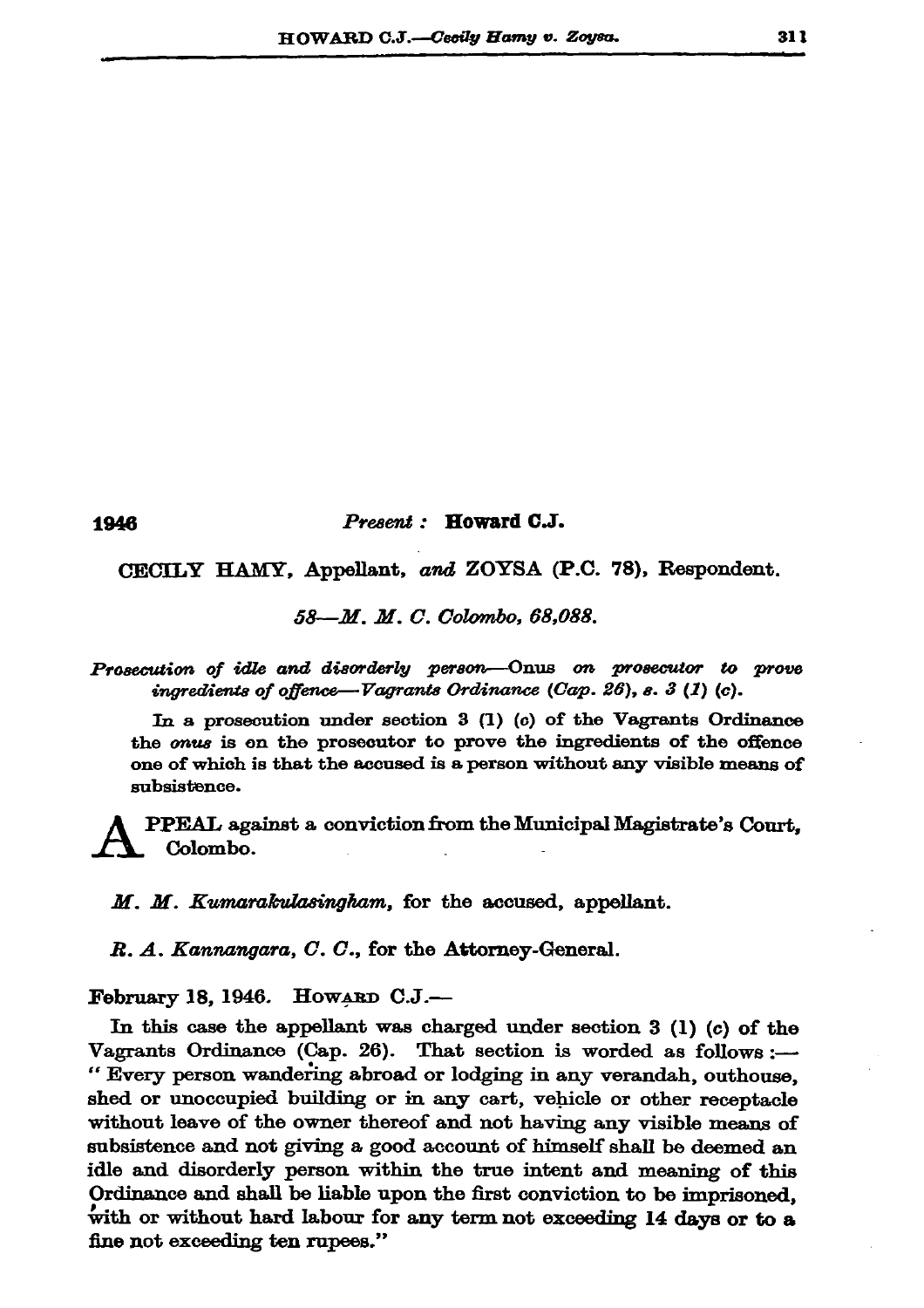1946

*Present :* **Howard C.J.**

CECILY HAMY, Appellant, *and* ZOYSA (P.C. 78), Respondent.

*58—M. M. C. Colombo, 68,088.*

*Prosecution of idle and disorderly person—Onus on prosecutor to prove ingredients of offence—Vagrants Ordinance (Cap. 26), s. 3 (1) (c).*

In a prosecution under section 3 (1) (c) of the Vagrants Ordinance the *onus* is on the prosecutor to prove the ingredients of the offence one of which is that the accused is a person without any visible means of subsistence.

APPEAL against a conviction from the Municipal Magistrate's Court, Colombo.

*M. M. Kumarakulasingham*, for the accused, appellant.

*R. A. Kannangara, C. C.*, for the Attorney-General.

February 18, 1946. HOWARD C.J.—

In this case the appellant was charged under section 3 (1) (c) of the Vagrants Ordinance (Cap. 26). That section is worded as follows :— " Every person wandering abroad or lodging in any verandah, outhouse, shed or unoccupied building or in any cart, vehicle or other receptacle without leave of the owner thereof and not having any visible means of subsistence and not giving a good account of himself shall be deemed an idle and disorderly person within the true intent and meaning of this Ordinance and shall be liable upon the first conviction to be imprisoned, with or without hard labour for any term not exceeding 14 days or to a fine not exceeding ten rupees."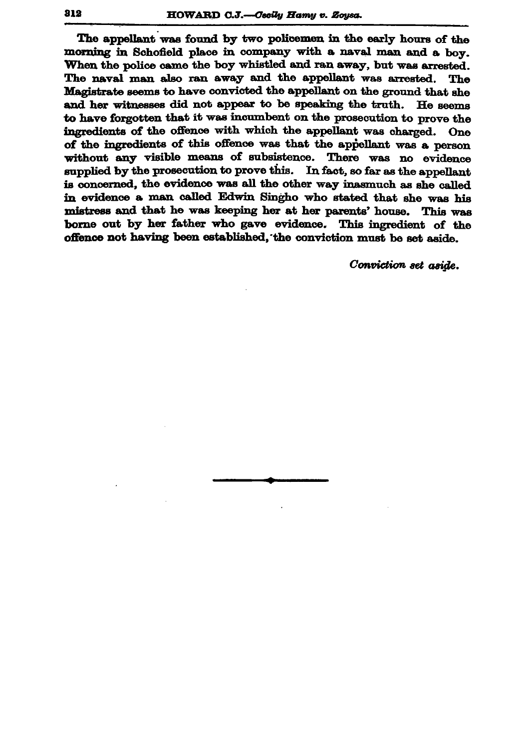The appellant was found by two policemen in the early hours of the morning in Schofield place in company with a naval man and a boy. When the police came the boy whistled and ran away, but was arrested. The naval man also ran away and the appellant was arrested. The Magistrate seems to have convicted the appellant on the ground that she and her witnesses did not appear to be speaking the truth. He seems to have forgotten that it was incumbent on the prosecution to prove the ingredients of the offence with which the appellant was charged. One of the ingredients of this offence was that the appellant was a person without any visible means of subsistence. There was no evidence supplied by the prosecution to prove this. In fact, so far as the appellant is concerned, the evidence was all the other way inasmuch as she called in evidence a man called Edwin Singho who stated that she was his mistress and that he was keeping her at her parents' house. This was borne out by her father who gave evidence. This ingredient of the offence not having been established, the conviction must be set aside.

*Conviction set aside.*